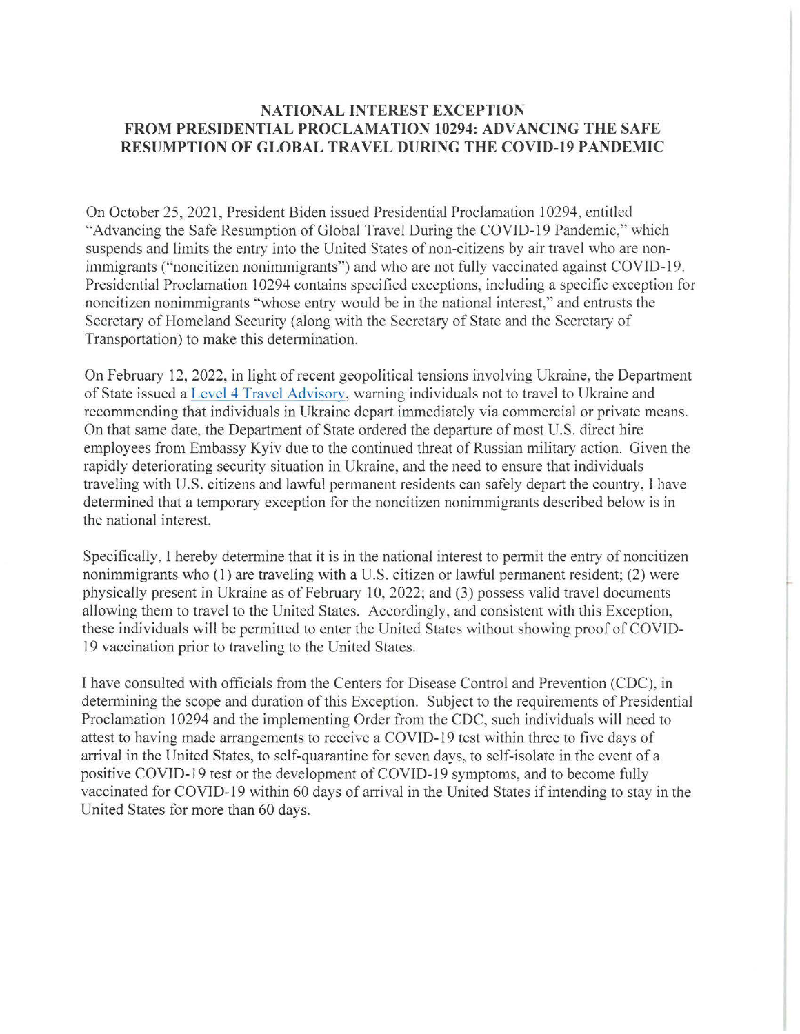# NATIONAL INTEREST EXCEPTION FROM PRESIDENTIAL PROCLAMATION 10294: ADVANCING THE SAFE RESUMPTION OF GLOBAL TRAVEL DURING THE COVID-19 PANDEMIC

On October 25, 2021, President Biden issued Presidential Proclamation 10294, entitled "Advancing the Safe Resumption of Global Travel During the COVID-19 Pandemic," which suspends and limits the entry into the United States of non-citizens by air travel who are non-immigrants ("noncitizen nonimmigrants") and who are not fully vaccinated against COVID-19. Presidential Proclamation 10294 contains specified exceptions, including a specific exception for noncitizen nonimmigrants "whose entry would be in the national interest," and entrusts the Secretary of Homeland Security (along with the Secretary of State and the Secretary of Transportation) to make this determination.

On February 12, 2022, in light of recent geopolitical tensions involving Ukraine, the Department of State issued a Level 4 Travel Advisory, warning individuals not to travel to Ukraine and recommending that individuals in Ukraine depart immediately via commercial or private means. On that same date, the Department of State ordered the departure of most U.S. direct hire employees from Embassy Kyiv due to the continued threat of Russian military action. Given the rapidly deteriorating security situation in Ukraine, and the need to ensure that individuals traveling with U.S. citizens and lawful permanent residents can safely depart the country, I have determined that a temporary exception for the noncitizen nonimmigrants described below is in the national interest.

Specifically, I hereby determine that it is in the national interest to permit the entry of noncitizen nonimmigrants who (1) are traveling with a U.S. citizen or lawful permanent resident; (2) were physically present in Ukraine as of February 10, 2022; and (3) possess valid travel documents allowing them to travel to the United States. Accordingly, and consistent with this Exception, these individuals will be permitted to enter the United States without showing proof of COVID-19 vaccination prior to traveling to the United States.

I have consulted with officials from the Centers for Disease Control and Prevention (CDC), in determining the scope and duration of this Exception. Subject to the requirements of Presidential Proclamation 10294 and the implementing Order from the CDC, such individuals will need to attest to having made arrangements to receive a COVID-19 test within three to five days of arrival in the United States, to self-quarantine for seven days, to self-isolate in the event of a positive COVID-19 test or the development of COVID-19 symptoms, and to become fully vaccinated for COVID-19 within 60 days of arrival in the United States if intending to stay in the United States for more than 60 days.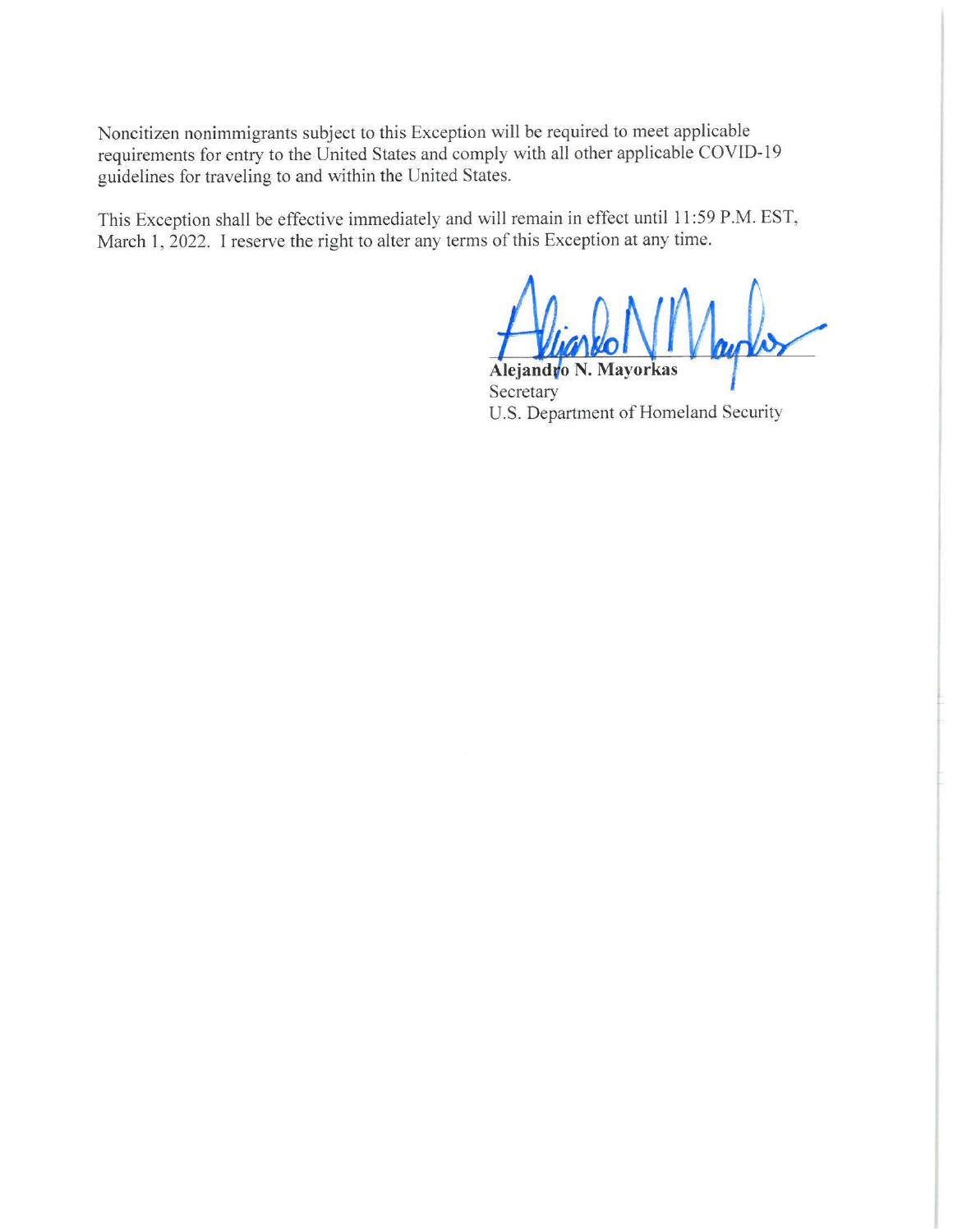Noncitizen nonimmigrants subject to this Exception will be required to meet applicable requirements for entry to the United States and comply with all other applicable COVID-19 guidelines for traveling to and within the United States.

This Exception shall be effective immediately and will remain in effect until 11:59 P.M. EST, March 1, 2022. I reserve the right to alter any terms of this Exception at any time.

**Alejandro N. Mayorkas**
Secretary
U.S. Department of Homeland Security